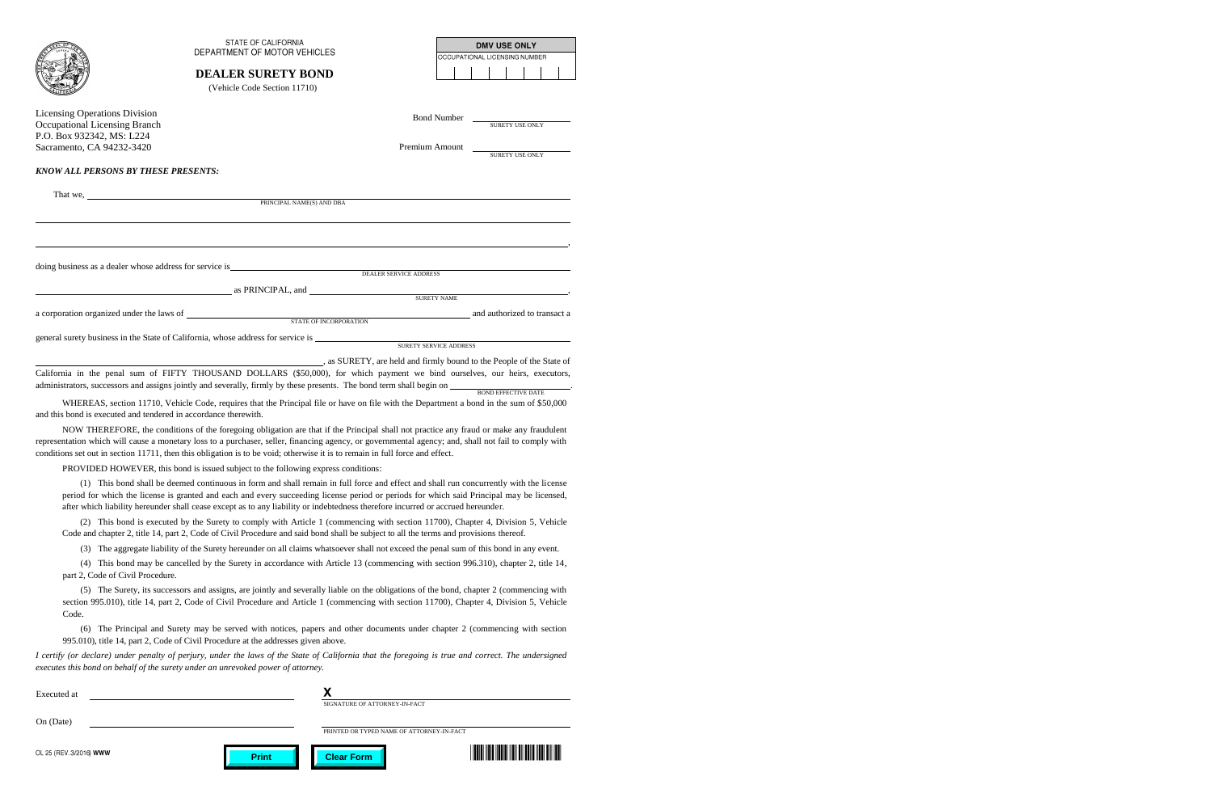STATE OF CALIFORNIA
DEPARTMENT OF MOTOR VEHICLES

# DEALER SURETY BOND

(Vehicle Code Section 11710)

| DMV USE ONLY |
|---|
| OCCUPATIONAL LICENSING NUMBER |
| |

Licensing Operations Division
Occupational Licensing Branch
P.O. Box 932342, MS: L224
Sacramento, CA 94232-3420

Bond Number ____________________ SURETY USE ONLY

Premium Amount ____________________ SURETY USE ONLY

***KNOW ALL PERSONS BY THESE PRESENTS:***

That we, ____________________________________________ PRINCIPAL NAME(S) AND DBA

________________________________________________________________

________________________________________________________________,

doing business as a dealer whose address for service is ____________________ DEALER SERVICE ADDRESS

____________________ as PRINCIPAL, and ____________________ SURETY NAME,

a corporation organized under the laws of ____________________ STATE OF INCORPORATION and authorized to transact a general surety business in the State of California, whose address for service is ____________________ SURETY SERVICE ADDRESS

____________________, as SURETY, are held and firmly bound to the People of the State of California in the penal sum of FIFTY THOUSAND DOLLARS ($50,000), for which payment we bind ourselves, our heirs, executors, administrators, successors and assigns jointly and severally, firmly by these presents. The bond term shall begin on ____________________ BOND EFFECTIVE DATE.

WHEREAS, section 11710, Vehicle Code, requires that the Principal file or have on file with the Department a bond in the sum of $50,000 and this bond is executed and tendered in accordance therewith.

NOW THEREFORE, the conditions of the foregoing obligation are that if the Principal shall not practice any fraud or make any fraudulent representation which will cause a monetary loss to a purchaser, seller, financing agency, or governmental agency; and, shall not fail to comply with conditions set out in section 11711, then this obligation is to be void; otherwise it is to remain in full force and effect.

PROVIDED HOWEVER, this bond is issued subject to the following express conditions:

(1) This bond shall be deemed continuous in form and shall remain in full force and effect and shall run concurrently with the license period for which the license is granted and each and every succeeding license period or periods for which said Principal may be licensed, after which liability hereunder shall cease except as to any liability or indebtedness therefore incurred or accrued hereunder.

(2) This bond is executed by the Surety to comply with Article 1 (commencing with section 11700), Chapter 4, Division 5, Vehicle Code and chapter 2, title 14, part 2, Code of Civil Procedure and said bond shall be subject to all the terms and provisions thereof.

(3) The aggregate liability of the Surety hereunder on all claims whatsoever shall not exceed the penal sum of this bond in any event.

(4) This bond may be cancelled by the Surety in accordance with Article 13 (commencing with section 996.310), chapter 2, title 14, part 2, Code of Civil Procedure.

(5) The Surety, its successors and assigns, are jointly and severally liable on the obligations of the bond, chapter 2 (commencing with section 995.010), title 14, part 2, Code of Civil Procedure and Article 1 (commencing with section 11700), Chapter 4, Division 5, Vehicle Code.

(6) The Principal and Surety may be served with notices, papers and other documents under chapter 2 (commencing with section 995.010), title 14, part 2, Code of Civil Procedure at the addresses given above.

*I certify (or declare) under penalty of perjury, under the laws of the State of California that the foregoing is true and correct. The undersigned executes this bond on behalf of the surety under an unrevoked power of attorney.*

Executed at ____________________

**X** ____________________ SIGNATURE OF ATTORNEY-IN-FACT

On (Date) ____________________

____________________ PRINTED OR TYPED NAME OF ATTORNEY-IN-FACT

OL 25 (REV. 3/2016) **WWW**

Print | Clear Form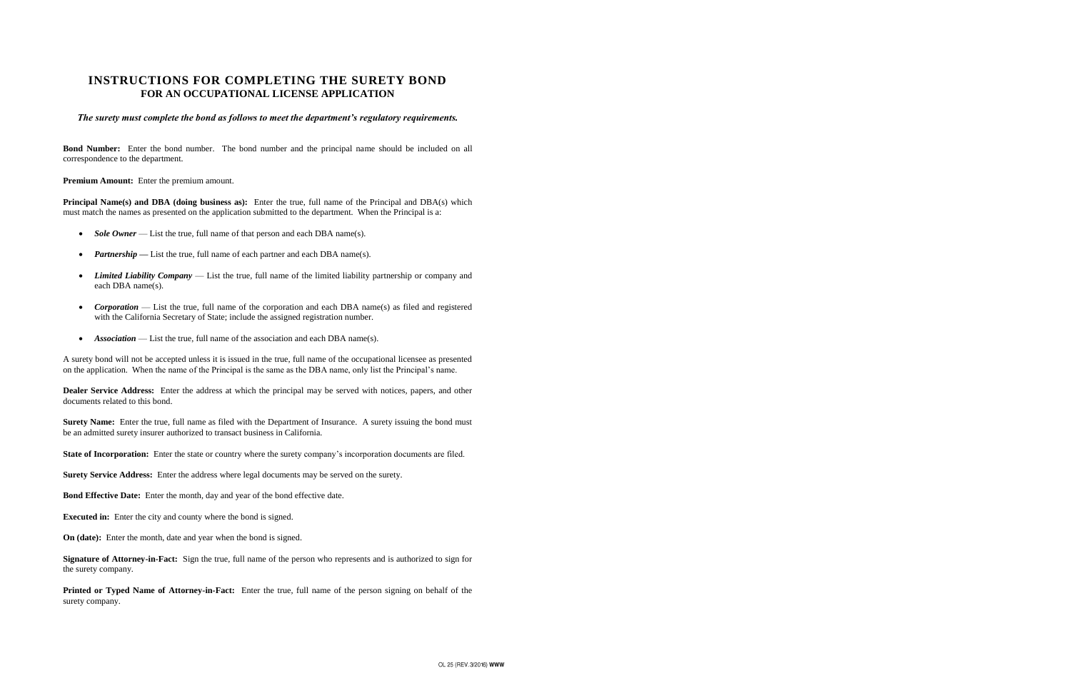# INSTRUCTIONS FOR COMPLETING THE SURETY BOND
## FOR AN OCCUPATIONAL LICENSE APPLICATION

***The surety must complete the bond as follows to meet the department's regulatory requirements.***

**Bond Number:** Enter the bond number. The bond number and the principal name should be included on all correspondence to the department.

**Premium Amount:** Enter the premium amount.

**Principal Name(s) and DBA (doing business as):** Enter the true, full name of the Principal and DBA(s) which must match the names as presented on the application submitted to the department. When the Principal is a:

- ***Sole Owner*** — List the true, full name of that person and each DBA name(s).
- ***Partnership*** **—** List the true, full name of each partner and each DBA name(s).
- ***Limited Liability Company*** — List the true, full name of the limited liability partnership or company and each DBA name(s).
- ***Corporation*** — List the true, full name of the corporation and each DBA name(s) as filed and registered with the California Secretary of State; include the assigned registration number.
- ***Association*** — List the true, full name of the association and each DBA name(s).

A surety bond will not be accepted unless it is issued in the true, full name of the occupational licensee as presented on the application. When the name of the Principal is the same as the DBA name, only list the Principal's name.

**Dealer Service Address:** Enter the address at which the principal may be served with notices, papers, and other documents related to this bond.

**Surety Name:** Enter the true, full name as filed with the Department of Insurance. A surety issuing the bond must be an admitted surety insurer authorized to transact business in California.

**State of Incorporation:** Enter the state or country where the surety company's incorporation documents are filed.

**Surety Service Address:** Enter the address where legal documents may be served on the surety.

**Bond Effective Date:** Enter the month, day and year of the bond effective date.

**Executed in:** Enter the city and county where the bond is signed.

**On (date):** Enter the month, date and year when the bond is signed.

**Signature of Attorney-in-Fact:** Sign the true, full name of the person who represents and is authorized to sign for the surety company.

**Printed or Typed Name of Attorney-in-Fact:** Enter the true, full name of the person signing on behalf of the surety company.

OL 25 (REV. 3/2016) **WWW**